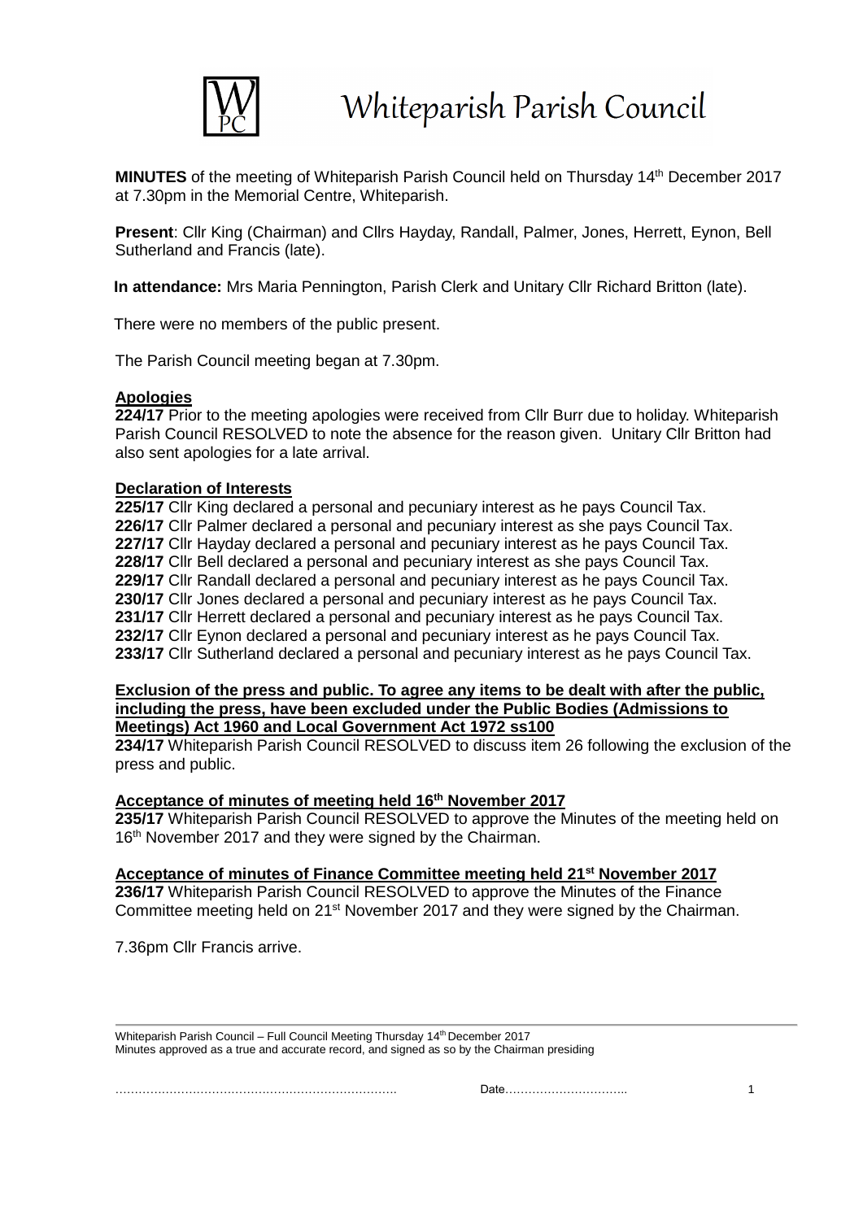# Whiteparish Parish Council

**MINUTES** of the meeting of Whiteparish Parish Council held on Thursday 14th December 2017 at 7.30pm in the Memorial Centre, Whiteparish.

**Present**: Cllr King (Chairman) and Cllrs Hayday, Randall, Palmer, Jones, Herrett, Eynon, Bell Sutherland and Francis (late).

**In attendance:** Mrs Maria Pennington, Parish Clerk and Unitary Cllr Richard Britton (late).

There were no members of the public present.

The Parish Council meeting began at 7.30pm.

**Apologies**

**224/17** Prior to the meeting apologies were received from Cllr Burr due to holiday. Whiteparish Parish Council RESOLVED to note the absence for the reason given. Unitary Cllr Britton had also sent apologies for a late arrival.

**Declaration of Interests**

**225/17** Cllr King declared a personal and pecuniary interest as he pays Council Tax.
**226/17** Cllr Palmer declared a personal and pecuniary interest as she pays Council Tax.
**227/17** Cllr Hayday declared a personal and pecuniary interest as he pays Council Tax.
**228/17** Cllr Bell declared a personal and pecuniary interest as she pays Council Tax.
**229/17** Cllr Randall declared a personal and pecuniary interest as he pays Council Tax.
**230/17** Cllr Jones declared a personal and pecuniary interest as he pays Council Tax.
**231/17** Cllr Herrett declared a personal and pecuniary interest as he pays Council Tax.
**232/17** Cllr Eynon declared a personal and pecuniary interest as he pays Council Tax.
**233/17** Cllr Sutherland declared a personal and pecuniary interest as he pays Council Tax.

**Exclusion of the press and public. To agree any items to be dealt with after the public, including the press, have been excluded under the Public Bodies (Admissions to Meetings) Act 1960 and Local Government Act 1972 ss100**

**234/17** Whiteparish Parish Council RESOLVED to discuss item 26 following the exclusion of the press and public.

**Acceptance of minutes of meeting held 16th November 2017**

**235/17** Whiteparish Parish Council RESOLVED to approve the Minutes of the meeting held on 16th November 2017 and they were signed by the Chairman.

**Acceptance of minutes of Finance Committee meeting held 21st November 2017**

**236/17** Whiteparish Parish Council RESOLVED to approve the Minutes of the Finance Committee meeting held on 21st November 2017 and they were signed by the Chairman.

7.36pm Cllr Francis arrive.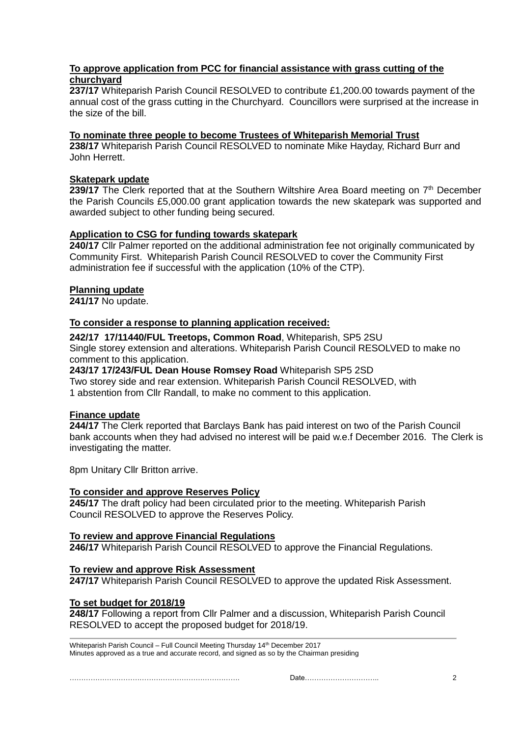**To approve application from PCC for financial assistance with grass cutting of the churchyard**

**237/17** Whiteparish Parish Council RESOLVED to contribute £1,200.00 towards payment of the annual cost of the grass cutting in the Churchyard. Councillors were surprised at the increase in the size of the bill.

**To nominate three people to become Trustees of Whiteparish Memorial Trust**

**238/17** Whiteparish Parish Council RESOLVED to nominate Mike Hayday, Richard Burr and John Herrett.

**Skatepark update**

**239/17** The Clerk reported that at the Southern Wiltshire Area Board meeting on 7th December the Parish Councils £5,000.00 grant application towards the new skatepark was supported and awarded subject to other funding being secured.

**Application to CSG for funding towards skatepark**

**240/17** Cllr Palmer reported on the additional administration fee not originally communicated by Community First. Whiteparish Parish Council RESOLVED to cover the Community First administration fee if successful with the application (10% of the CTP).

**Planning update**

**241/17** No update.

**To consider a response to planning application received:**

**242/17 17/11440/FUL Treetops, Common Road**, Whiteparish, SP5 2SU
Single storey extension and alterations. Whiteparish Parish Council RESOLVED to make no comment to this application.

**243/17 17/243/FUL Dean House Romsey Road** Whiteparish SP5 2SD
Two storey side and rear extension. Whiteparish Parish Council RESOLVED, with 1 abstention from Cllr Randall, to make no comment to this application.

**Finance update**

**244/17** The Clerk reported that Barclays Bank has paid interest on two of the Parish Council bank accounts when they had advised no interest will be paid w.e.f December 2016. The Clerk is investigating the matter.

8pm Unitary Cllr Britton arrive.

**To consider and approve Reserves Policy**

**245/17** The draft policy had been circulated prior to the meeting. Whiteparish Parish Council RESOLVED to approve the Reserves Policy.

**To review and approve Financial Regulations**

**246/17** Whiteparish Parish Council RESOLVED to approve the Financial Regulations.

**To review and approve Risk Assessment**

**247/17** Whiteparish Parish Council RESOLVED to approve the updated Risk Assessment.

**To set budget for 2018/19**

**248/17** Following a report from Cllr Palmer and a discussion, Whiteparish Parish Council RESOLVED to accept the proposed budget for 2018/19.

Whiteparish Parish Council – Full Council Meeting Thursday 14th December 2017
Minutes approved as a true and accurate record, and signed as so by the Chairman presiding

……………………………………………………………… Date…………………………..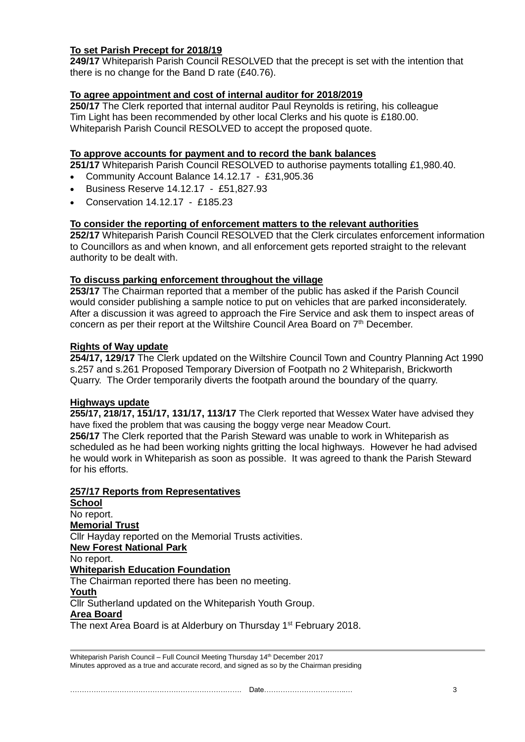**To set Parish Precept for 2018/19**

**249/17** Whiteparish Parish Council RESOLVED that the precept is set with the intention that there is no change for the Band D rate (£40.76).

**To agree appointment and cost of internal auditor for 2018/2019**

**250/17** The Clerk reported that internal auditor Paul Reynolds is retiring, his colleague Tim Light has been recommended by other local Clerks and his quote is £180.00. Whiteparish Parish Council RESOLVED to accept the proposed quote.

**To approve accounts for payment and to record the bank balances**

**251/17** Whiteparish Parish Council RESOLVED to authorise payments totalling £1,980.40.

- Community Account Balance 14.12.17 - £31,905.36
- Business Reserve 14.12.17 - £51,827.93
- Conservation 14.12.17 - £185.23

**To consider the reporting of enforcement matters to the relevant authorities**

**252/17** Whiteparish Parish Council RESOLVED that the Clerk circulates enforcement information to Councillors as and when known, and all enforcement gets reported straight to the relevant authority to be dealt with.

**To discuss parking enforcement throughout the village**

**253/17** The Chairman reported that a member of the public has asked if the Parish Council would consider publishing a sample notice to put on vehicles that are parked inconsiderately. After a discussion it was agreed to approach the Fire Service and ask them to inspect areas of concern as per their report at the Wiltshire Council Area Board on 7th December.

**Rights of Way update**

**254/17, 129/17** The Clerk updated on the Wiltshire Council Town and Country Planning Act 1990 s.257 and s.261 Proposed Temporary Diversion of Footpath no 2 Whiteparish, Brickworth Quarry. The Order temporarily diverts the footpath around the boundary of the quarry.

**Highways update**

**255/17, 218/17, 151/17, 131/17, 113/17** The Clerk reported that Wessex Water have advised they have fixed the problem that was causing the boggy verge near Meadow Court.

**256/17** The Clerk reported that the Parish Steward was unable to work in Whiteparish as scheduled as he had been working nights gritting the local highways. However he had advised he would work in Whiteparish as soon as possible. It was agreed to thank the Parish Steward for his efforts.

**257/17 Reports from Representatives**

**School**

No report.

**Memorial Trust**

Cllr Hayday reported on the Memorial Trusts activities.

**New Forest National Park**

No report.

**Whiteparish Education Foundation**

The Chairman reported there has been no meeting.

**Youth**

Cllr Sutherland updated on the Whiteparish Youth Group.

**Area Board**

The next Area Board is at Alderbury on Thursday 1st February 2018.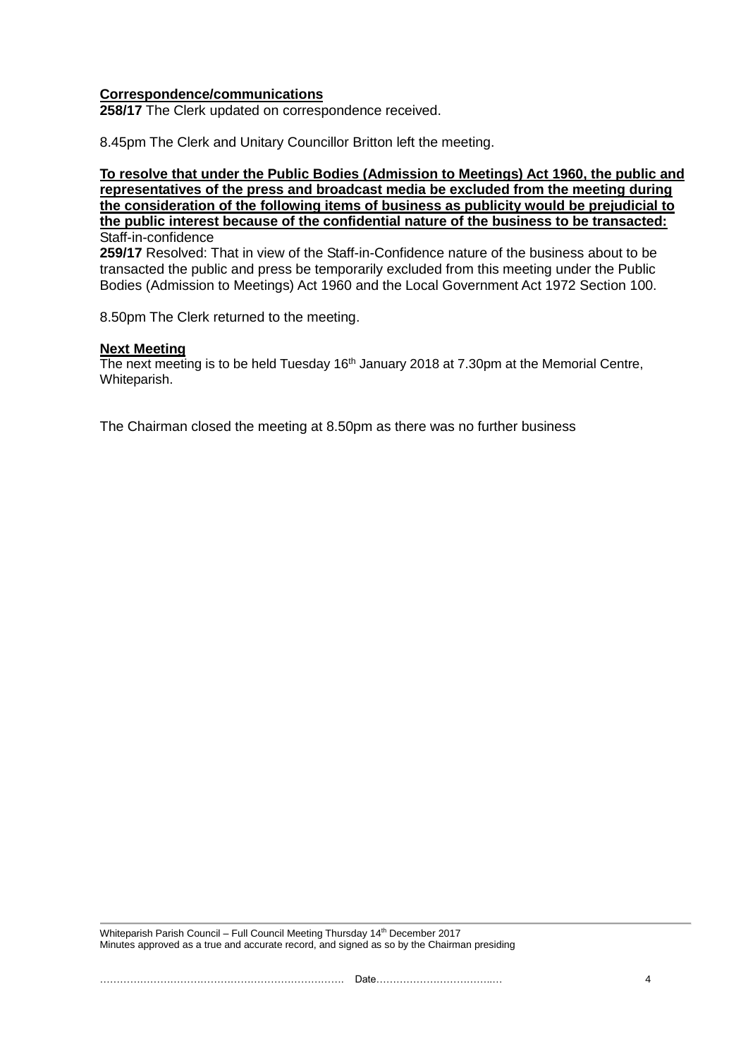**Correspondence/communications**
**258/17** The Clerk updated on correspondence received.

8.45pm The Clerk and Unitary Councillor Britton left the meeting.

**To resolve that under the Public Bodies (Admission to Meetings) Act 1960, the public and representatives of the press and broadcast media be excluded from the meeting during the consideration of the following items of business as publicity would be prejudicial to the public interest because of the confidential nature of the business to be transacted:**
Staff-in-confidence
**259/17** Resolved: That in view of the Staff-in-Confidence nature of the business about to be transacted the public and press be temporarily excluded from this meeting under the Public Bodies (Admission to Meetings) Act 1960 and the Local Government Act 1972 Section 100.

8.50pm The Clerk returned to the meeting.

**Next Meeting**
The next meeting is to be held Tuesday 16th January 2018 at 7.30pm at the Memorial Centre, Whiteparish.

The Chairman closed the meeting at 8.50pm as there was no further business

Whiteparish Parish Council – Full Council Meeting Thursday 14th December 2017
Minutes approved as a true and accurate record, and signed as so by the Chairman presiding

………………………………………………………………. Date……………………………..